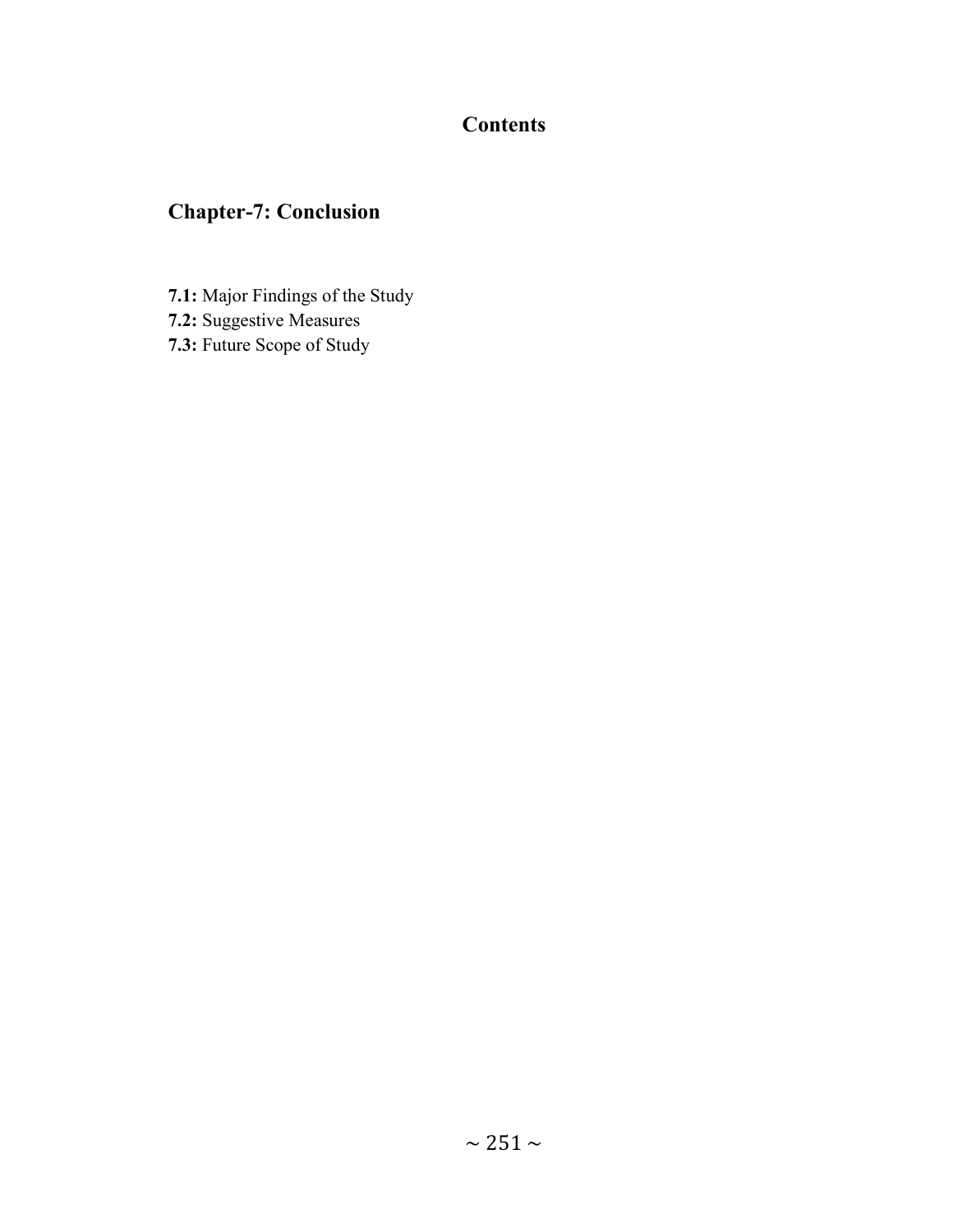# Contents

## Chapter-7: Conclusion

**7.1:** Major Findings of the Study
**7.2:** Suggestive Measures
**7.3:** Future Scope of Study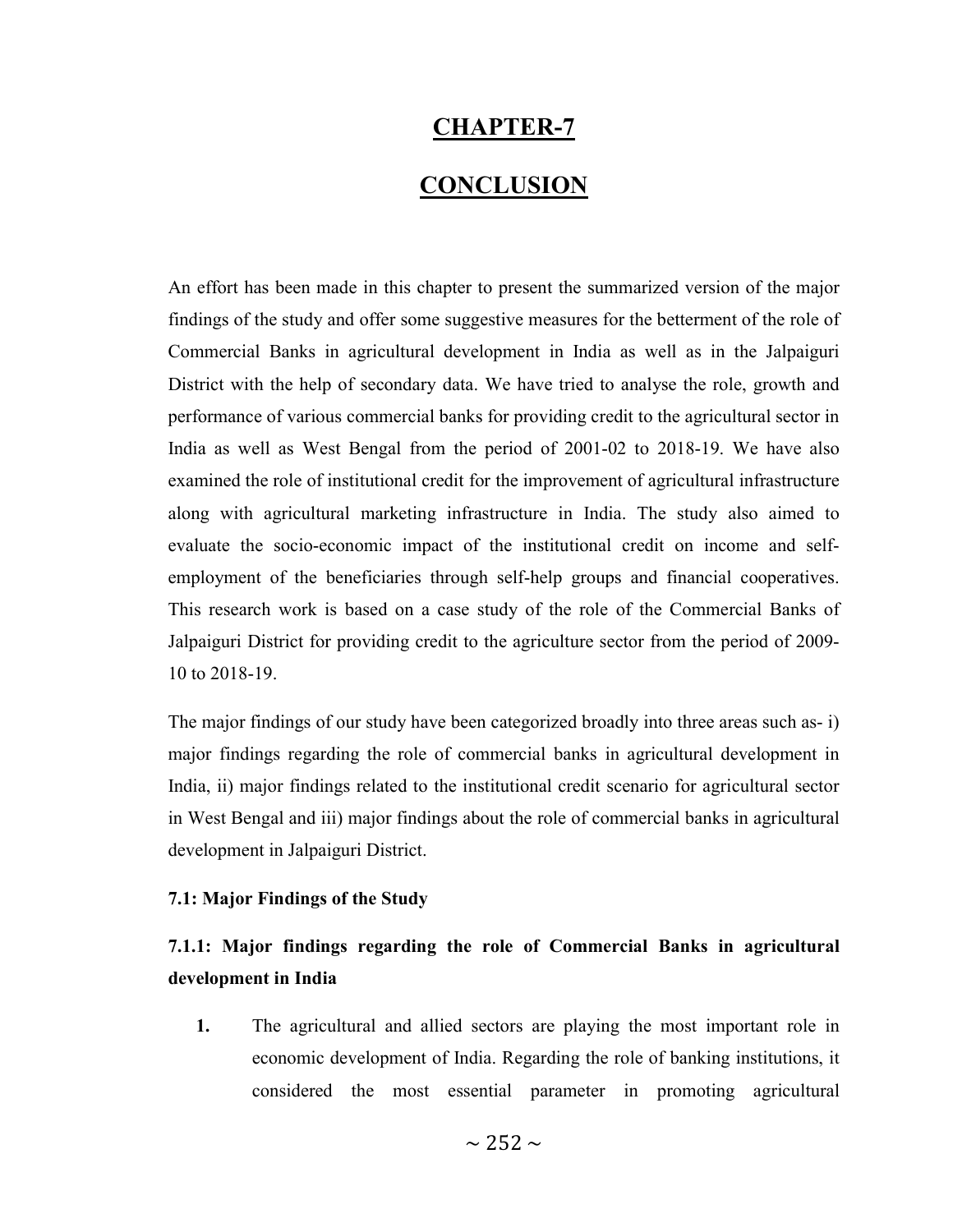# CHAPTER-7

# CONCLUSION

An effort has been made in this chapter to present the summarized version of the major findings of the study and offer some suggestive measures for the betterment of the role of Commercial Banks in agricultural development in India as well as in the Jalpaiguri District with the help of secondary data. We have tried to analyse the role, growth and performance of various commercial banks for providing credit to the agricultural sector in India as well as West Bengal from the period of 2001-02 to 2018-19. We have also examined the role of institutional credit for the improvement of agricultural infrastructure along with agricultural marketing infrastructure in India. The study also aimed to evaluate the socio-economic impact of the institutional credit on income and self-employment of the beneficiaries through self-help groups and financial cooperatives. This research work is based on a case study of the role of the Commercial Banks of Jalpaiguri District for providing credit to the agriculture sector from the period of 2009-10 to 2018-19.

The major findings of our study have been categorized broadly into three areas such as- i) major findings regarding the role of commercial banks in agricultural development in India, ii) major findings related to the institutional credit scenario for agricultural sector in West Bengal and iii) major findings about the role of commercial banks in agricultural development in Jalpaiguri District.

### 7.1: Major Findings of the Study

### 7.1.1: Major findings regarding the role of Commercial Banks in agricultural development in India

1. The agricultural and allied sectors are playing the most important role in economic development of India. Regarding the role of banking institutions, it considered the most essential parameter in promoting agricultural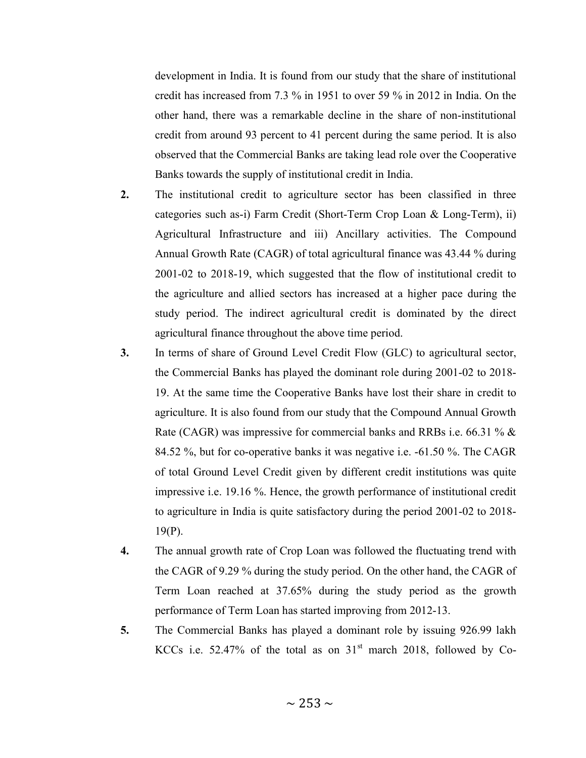development in India. It is found from our study that the share of institutional credit has increased from 7.3 % in 1951 to over 59 % in 2012 in India. On the other hand, there was a remarkable decline in the share of non-institutional credit from around 93 percent to 41 percent during the same period. It is also observed that the Commercial Banks are taking lead role over the Cooperative Banks towards the supply of institutional credit in India.

**2.** The institutional credit to agriculture sector has been classified in three categories such as-i) Farm Credit (Short-Term Crop Loan & Long-Term), ii) Agricultural Infrastructure and iii) Ancillary activities. The Compound Annual Growth Rate (CAGR) of total agricultural finance was 43.44 % during 2001-02 to 2018-19, which suggested that the flow of institutional credit to the agriculture and allied sectors has increased at a higher pace during the study period. The indirect agricultural credit is dominated by the direct agricultural finance throughout the above time period.

**3.** In terms of share of Ground Level Credit Flow (GLC) to agricultural sector, the Commercial Banks has played the dominant role during 2001-02 to 2018-19. At the same time the Cooperative Banks have lost their share in credit to agriculture. It is also found from our study that the Compound Annual Growth Rate (CAGR) was impressive for commercial banks and RRBs i.e. 66.31 % & 84.52 %, but for co-operative banks it was negative i.e. -61.50 %. The CAGR of total Ground Level Credit given by different credit institutions was quite impressive i.e. 19.16 %. Hence, the growth performance of institutional credit to agriculture in India is quite satisfactory during the period 2001-02 to 2018-19(P).

**4.** The annual growth rate of Crop Loan was followed the fluctuating trend with the CAGR of 9.29 % during the study period. On the other hand, the CAGR of Term Loan reached at 37.65% during the study period as the growth performance of Term Loan has started improving from 2012-13.

**5.** The Commercial Banks has played a dominant role by issuing 926.99 lakh KCCs i.e. 52.47% of the total as on 31st march 2018, followed by Co-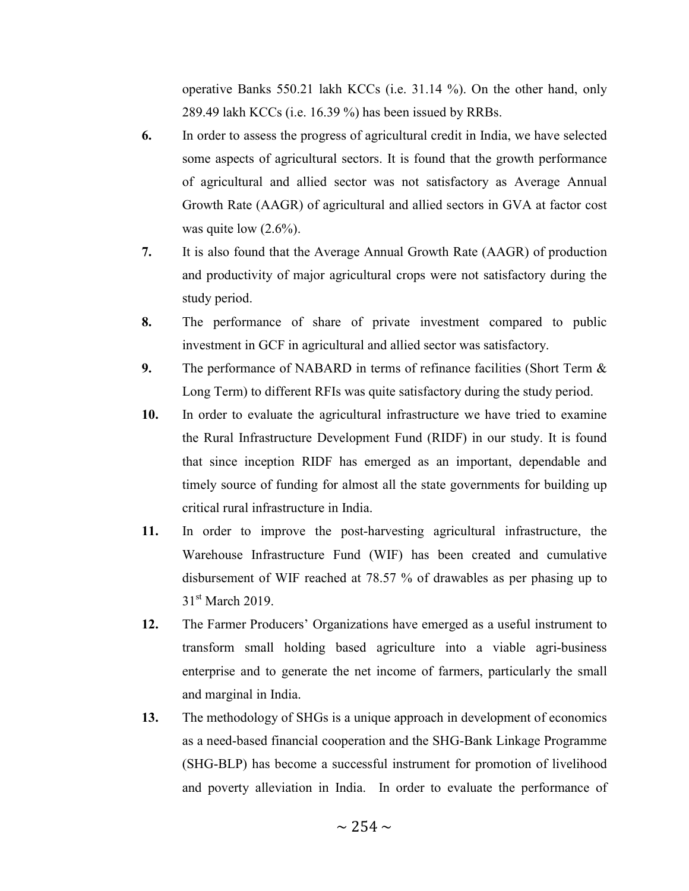operative Banks 550.21 lakh KCCs (i.e. 31.14 %). On the other hand, only 289.49 lakh KCCs (i.e. 16.39 %) has been issued by RRBs.

**6.** In order to assess the progress of agricultural credit in India, we have selected some aspects of agricultural sectors. It is found that the growth performance of agricultural and allied sector was not satisfactory as Average Annual Growth Rate (AAGR) of agricultural and allied sectors in GVA at factor cost was quite low (2.6%).

**7.** It is also found that the Average Annual Growth Rate (AAGR) of production and productivity of major agricultural crops were not satisfactory during the study period.

**8.** The performance of share of private investment compared to public investment in GCF in agricultural and allied sector was satisfactory.

**9.** The performance of NABARD in terms of refinance facilities (Short Term & Long Term) to different RFIs was quite satisfactory during the study period.

**10.** In order to evaluate the agricultural infrastructure we have tried to examine the Rural Infrastructure Development Fund (RIDF) in our study. It is found that since inception RIDF has emerged as an important, dependable and timely source of funding for almost all the state governments for building up critical rural infrastructure in India.

**11.** In order to improve the post-harvesting agricultural infrastructure, the Warehouse Infrastructure Fund (WIF) has been created and cumulative disbursement of WIF reached at 78.57 % of drawables as per phasing up to 31st March 2019.

**12.** The Farmer Producers' Organizations have emerged as a useful instrument to transform small holding based agriculture into a viable agri-business enterprise and to generate the net income of farmers, particularly the small and marginal in India.

**13.** The methodology of SHGs is a unique approach in development of economics as a need-based financial cooperation and the SHG-Bank Linkage Programme (SHG-BLP) has become a successful instrument for promotion of livelihood and poverty alleviation in India. In order to evaluate the performance of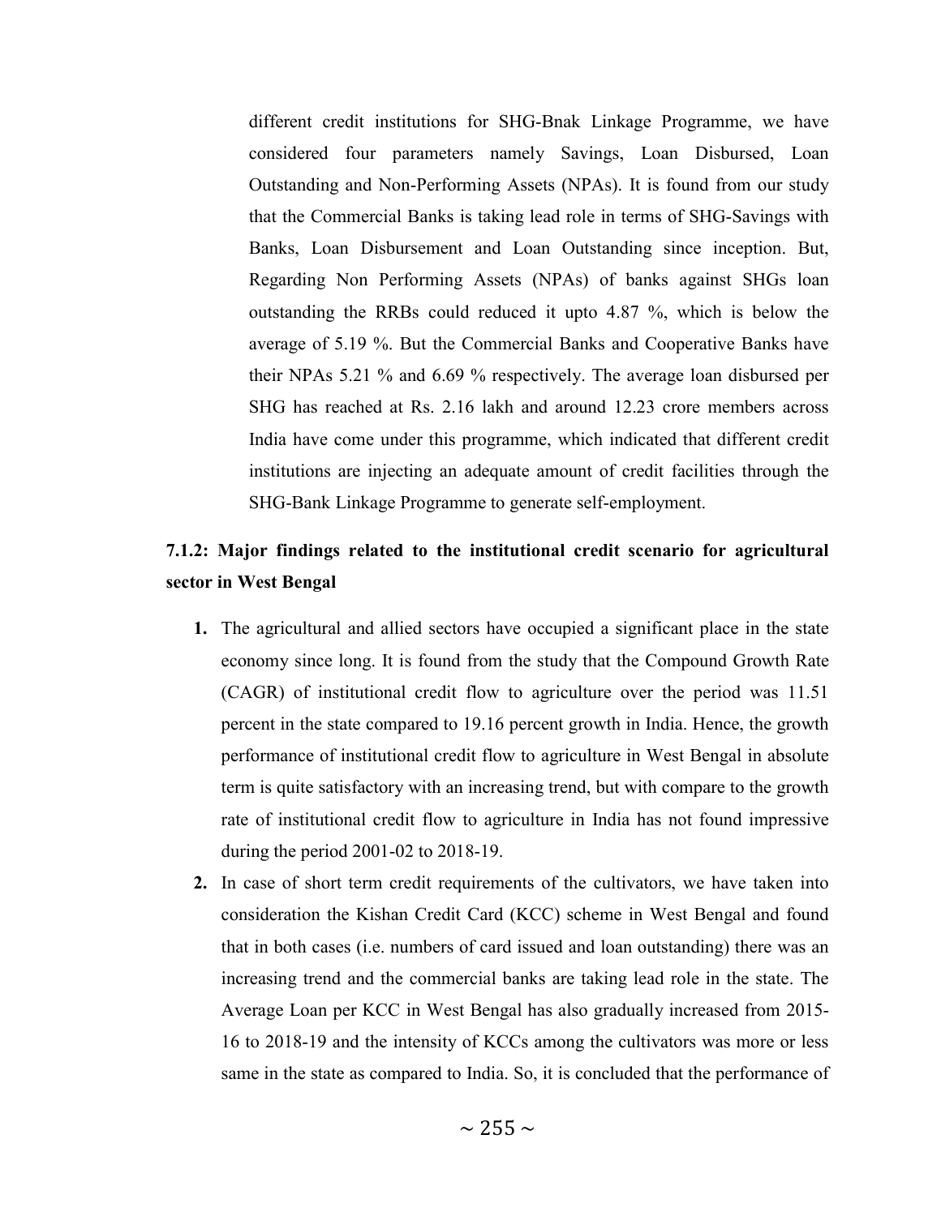different credit institutions for SHG-Bnak Linkage Programme, we have considered four parameters namely Savings, Loan Disbursed, Loan Outstanding and Non-Performing Assets (NPAs). It is found from our study that the Commercial Banks is taking lead role in terms of SHG-Savings with Banks, Loan Disbursement and Loan Outstanding since inception. But, Regarding Non Performing Assets (NPAs) of banks against SHGs loan outstanding the RRBs could reduced it upto 4.87 %, which is below the average of 5.19 %. But the Commercial Banks and Cooperative Banks have their NPAs 5.21 % and 6.69 % respectively. The average loan disbursed per SHG has reached at Rs. 2.16 lakh and around 12.23 crore members across India have come under this programme, which indicated that different credit institutions are injecting an adequate amount of credit facilities through the SHG-Bank Linkage Programme to generate self-employment.

### 7.1.2: Major findings related to the institutional credit scenario for agricultural sector in West Bengal

1. The agricultural and allied sectors have occupied a significant place in the state economy since long. It is found from the study that the Compound Growth Rate (CAGR) of institutional credit flow to agriculture over the period was 11.51 percent in the state compared to 19.16 percent growth in India. Hence, the growth performance of institutional credit flow to agriculture in West Bengal in absolute term is quite satisfactory with an increasing trend, but with compare to the growth rate of institutional credit flow to agriculture in India has not found impressive during the period 2001-02 to 2018-19.
2. In case of short term credit requirements of the cultivators, we have taken into consideration the Kishan Credit Card (KCC) scheme in West Bengal and found that in both cases (i.e. numbers of card issued and loan outstanding) there was an increasing trend and the commercial banks are taking lead role in the state. The Average Loan per KCC in West Bengal has also gradually increased from 2015-16 to 2018-19 and the intensity of KCCs among the cultivators was more or less same in the state as compared to India. So, it is concluded that the performance of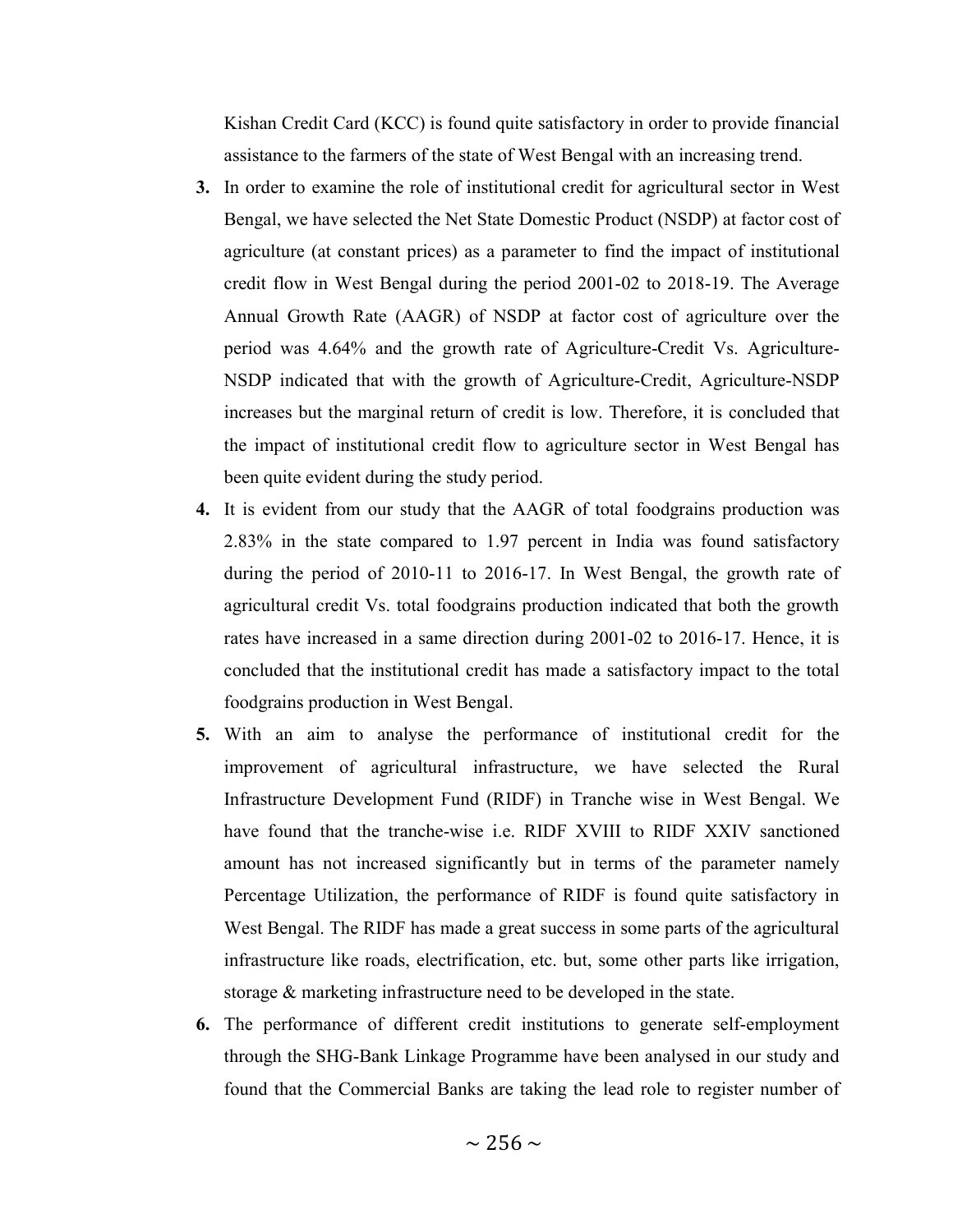Kishan Credit Card (KCC) is found quite satisfactory in order to provide financial assistance to the farmers of the state of West Bengal with an increasing trend.

3. In order to examine the role of institutional credit for agricultural sector in West Bengal, we have selected the Net State Domestic Product (NSDP) at factor cost of agriculture (at constant prices) as a parameter to find the impact of institutional credit flow in West Bengal during the period 2001-02 to 2018-19. The Average Annual Growth Rate (AAGR) of NSDP at factor cost of agriculture over the period was 4.64% and the growth rate of Agriculture-Credit Vs. Agriculture-NSDP indicated that with the growth of Agriculture-Credit, Agriculture-NSDP increases but the marginal return of credit is low. Therefore, it is concluded that the impact of institutional credit flow to agriculture sector in West Bengal has been quite evident during the study period.
4. It is evident from our study that the AAGR of total foodgrains production was 2.83% in the state compared to 1.97 percent in India was found satisfactory during the period of 2010-11 to 2016-17. In West Bengal, the growth rate of agricultural credit Vs. total foodgrains production indicated that both the growth rates have increased in a same direction during 2001-02 to 2016-17. Hence, it is concluded that the institutional credit has made a satisfactory impact to the total foodgrains production in West Bengal.
5. With an aim to analyse the performance of institutional credit for the improvement of agricultural infrastructure, we have selected the Rural Infrastructure Development Fund (RIDF) in Tranche wise in West Bengal. We have found that the tranche-wise i.e. RIDF XVIII to RIDF XXIV sanctioned amount has not increased significantly but in terms of the parameter namely Percentage Utilization, the performance of RIDF is found quite satisfactory in West Bengal. The RIDF has made a great success in some parts of the agricultural infrastructure like roads, electrification, etc. but, some other parts like irrigation, storage & marketing infrastructure need to be developed in the state.
6. The performance of different credit institutions to generate self-employment through the SHG-Bank Linkage Programme have been analysed in our study and found that the Commercial Banks are taking the lead role to register number of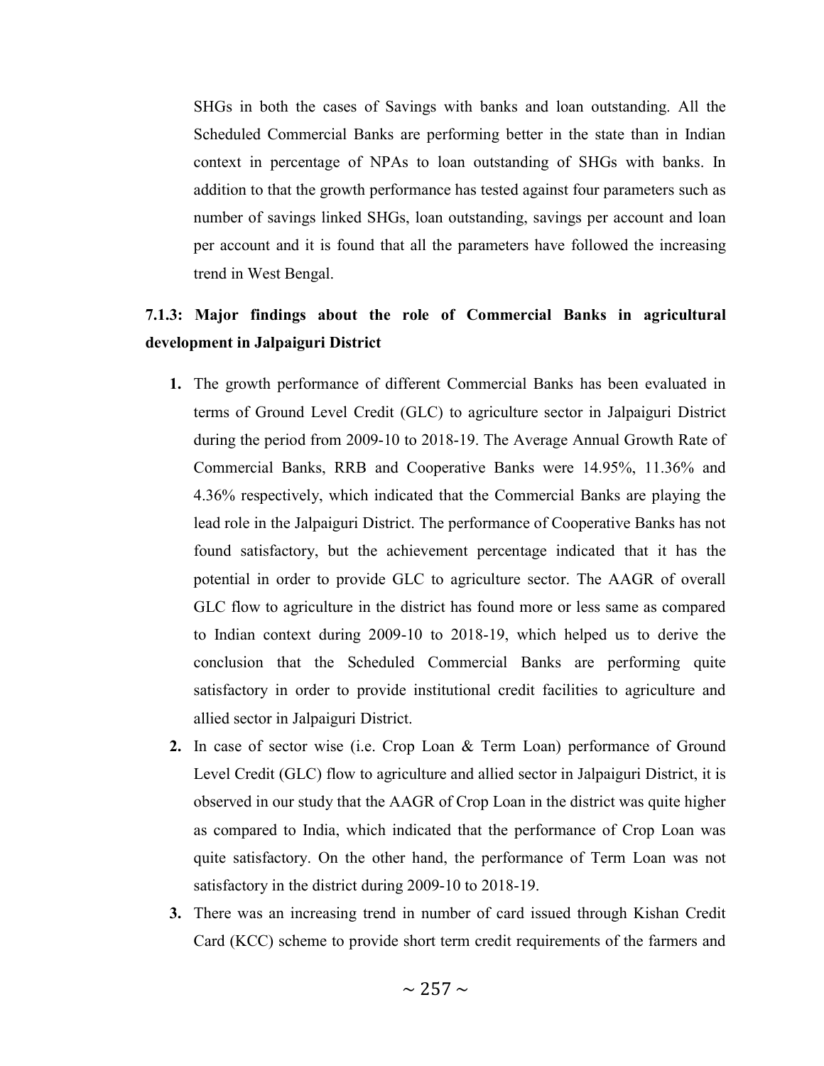SHGs in both the cases of Savings with banks and loan outstanding. All the Scheduled Commercial Banks are performing better in the state than in Indian context in percentage of NPAs to loan outstanding of SHGs with banks. In addition to that the growth performance has tested against four parameters such as number of savings linked SHGs, loan outstanding, savings per account and loan per account and it is found that all the parameters have followed the increasing trend in West Bengal.

### 7.1.3: Major findings about the role of Commercial Banks in agricultural development in Jalpaiguri District

1. The growth performance of different Commercial Banks has been evaluated in terms of Ground Level Credit (GLC) to agriculture sector in Jalpaiguri District during the period from 2009-10 to 2018-19. The Average Annual Growth Rate of Commercial Banks, RRB and Cooperative Banks were 14.95%, 11.36% and 4.36% respectively, which indicated that the Commercial Banks are playing the lead role in the Jalpaiguri District. The performance of Cooperative Banks has not found satisfactory, but the achievement percentage indicated that it has the potential in order to provide GLC to agriculture sector. The AAGR of overall GLC flow to agriculture in the district has found more or less same as compared to Indian context during 2009-10 to 2018-19, which helped us to derive the conclusion that the Scheduled Commercial Banks are performing quite satisfactory in order to provide institutional credit facilities to agriculture and allied sector in Jalpaiguri District.
2. In case of sector wise (i.e. Crop Loan & Term Loan) performance of Ground Level Credit (GLC) flow to agriculture and allied sector in Jalpaiguri District, it is observed in our study that the AAGR of Crop Loan in the district was quite higher as compared to India, which indicated that the performance of Crop Loan was quite satisfactory. On the other hand, the performance of Term Loan was not satisfactory in the district during 2009-10 to 2018-19.
3. There was an increasing trend in number of card issued through Kishan Credit Card (KCC) scheme to provide short term credit requirements of the farmers and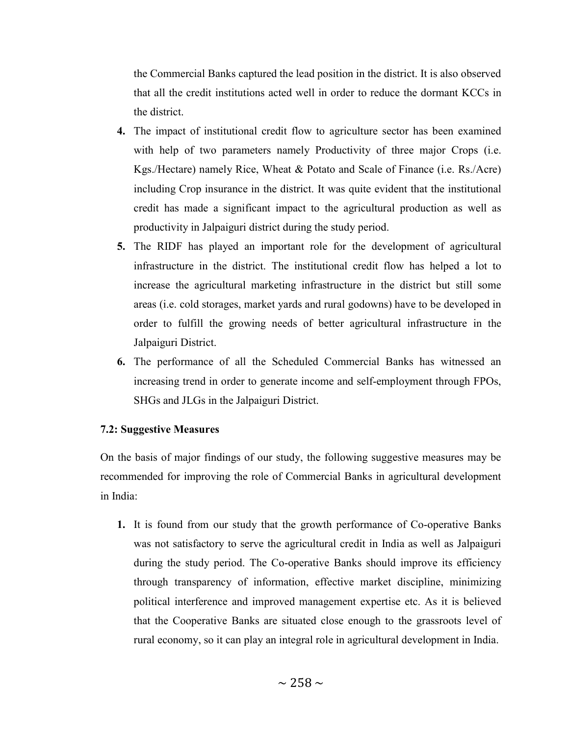the Commercial Banks captured the lead position in the district. It is also observed that all the credit institutions acted well in order to reduce the dormant KCCs in the district.

4. The impact of institutional credit flow to agriculture sector has been examined with help of two parameters namely Productivity of three major Crops (i.e. Kgs./Hectare) namely Rice, Wheat & Potato and Scale of Finance (i.e. Rs./Acre) including Crop insurance in the district. It was quite evident that the institutional credit has made a significant impact to the agricultural production as well as productivity in Jalpaiguri district during the study period.
5. The RIDF has played an important role for the development of agricultural infrastructure in the district. The institutional credit flow has helped a lot to increase the agricultural marketing infrastructure in the district but still some areas (i.e. cold storages, market yards and rural godowns) have to be developed in order to fulfill the growing needs of better agricultural infrastructure in the Jalpaiguri District.
6. The performance of all the Scheduled Commercial Banks has witnessed an increasing trend in order to generate income and self-employment through FPOs, SHGs and JLGs in the Jalpaiguri District.

### 7.2: Suggestive Measures

On the basis of major findings of our study, the following suggestive measures may be recommended for improving the role of Commercial Banks in agricultural development in India:

1. It is found from our study that the growth performance of Co-operative Banks was not satisfactory to serve the agricultural credit in India as well as Jalpaiguri during the study period. The Co-operative Banks should improve its efficiency through transparency of information, effective market discipline, minimizing political interference and improved management expertise etc. As it is believed that the Cooperative Banks are situated close enough to the grassroots level of rural economy, so it can play an integral role in agricultural development in India.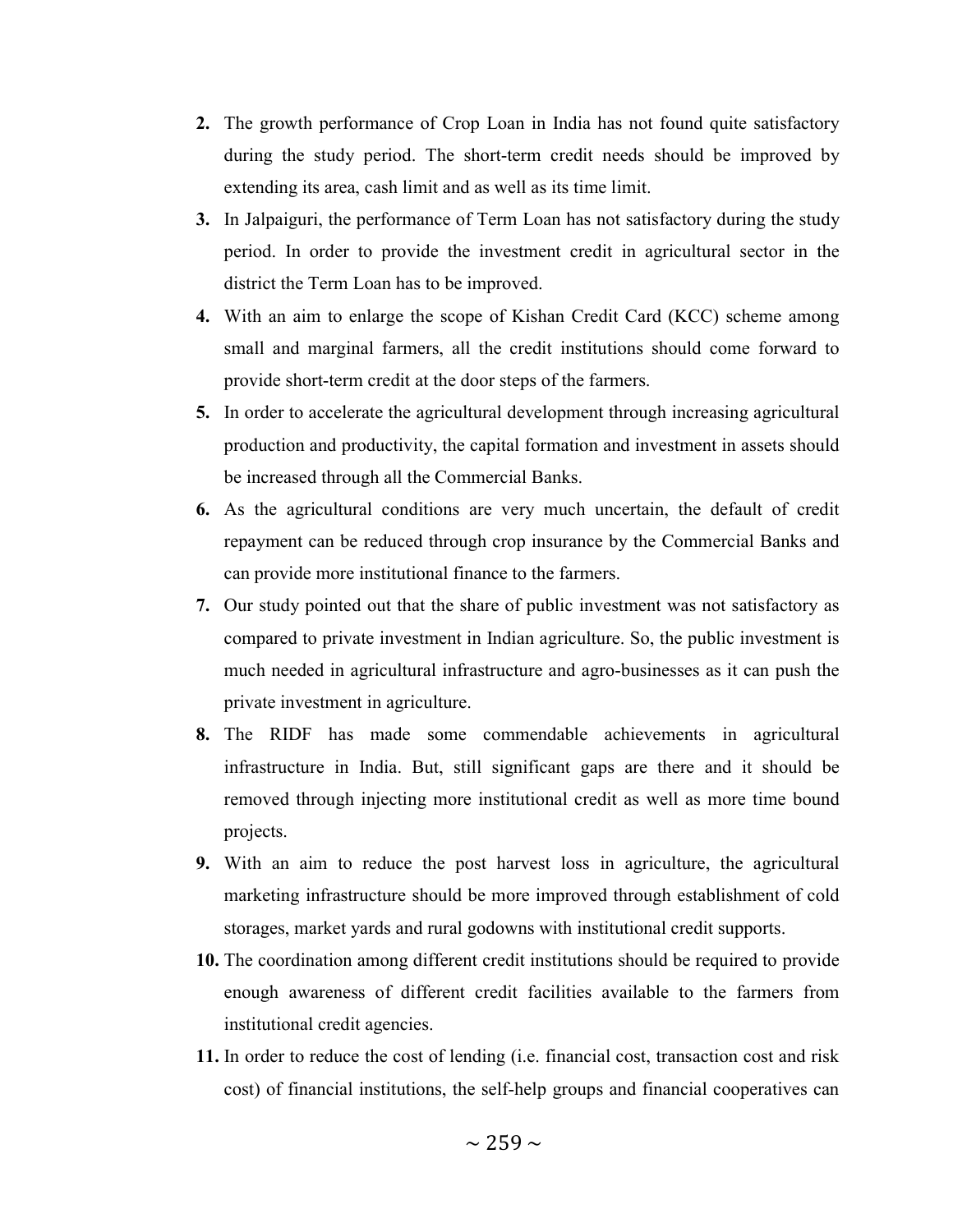2. The growth performance of Crop Loan in India has not found quite satisfactory during the study period. The short-term credit needs should be improved by extending its area, cash limit and as well as its time limit.
3. In Jalpaiguri, the performance of Term Loan has not satisfactory during the study period. In order to provide the investment credit in agricultural sector in the district the Term Loan has to be improved.
4. With an aim to enlarge the scope of Kishan Credit Card (KCC) scheme among small and marginal farmers, all the credit institutions should come forward to provide short-term credit at the door steps of the farmers.
5. In order to accelerate the agricultural development through increasing agricultural production and productivity, the capital formation and investment in assets should be increased through all the Commercial Banks.
6. As the agricultural conditions are very much uncertain, the default of credit repayment can be reduced through crop insurance by the Commercial Banks and can provide more institutional finance to the farmers.
7. Our study pointed out that the share of public investment was not satisfactory as compared to private investment in Indian agriculture. So, the public investment is much needed in agricultural infrastructure and agro-businesses as it can push the private investment in agriculture.
8. The RIDF has made some commendable achievements in agricultural infrastructure in India. But, still significant gaps are there and it should be removed through injecting more institutional credit as well as more time bound projects.
9. With an aim to reduce the post harvest loss in agriculture, the agricultural marketing infrastructure should be more improved through establishment of cold storages, market yards and rural godowns with institutional credit supports.
10. The coordination among different credit institutions should be required to provide enough awareness of different credit facilities available to the farmers from institutional credit agencies.
11. In order to reduce the cost of lending (i.e. financial cost, transaction cost and risk cost) of financial institutions, the self-help groups and financial cooperatives can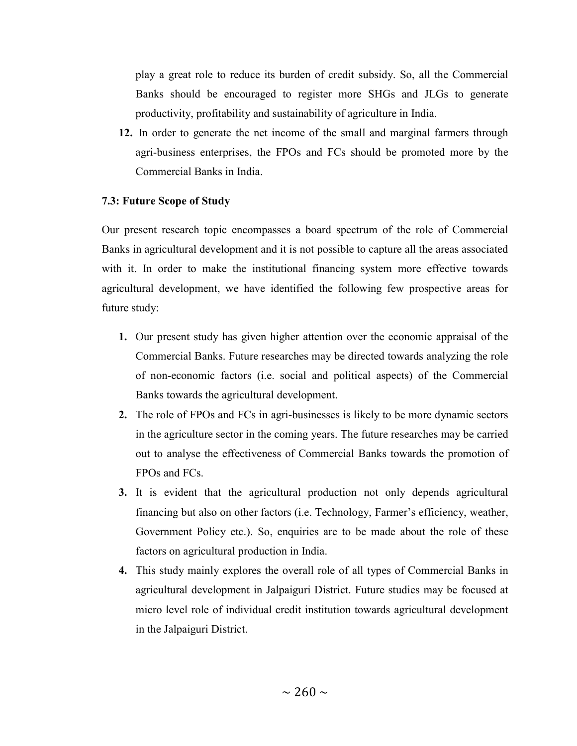play a great role to reduce its burden of credit subsidy. So, all the Commercial Banks should be encouraged to register more SHGs and JLGs to generate productivity, profitability and sustainability of agriculture in India.

12. In order to generate the net income of the small and marginal farmers through agri-business enterprises, the FPOs and FCs should be promoted more by the Commercial Banks in India.

### 7.3: Future Scope of Study

Our present research topic encompasses a board spectrum of the role of Commercial Banks in agricultural development and it is not possible to capture all the areas associated with it. In order to make the institutional financing system more effective towards agricultural development, we have identified the following few prospective areas for future study:

1. Our present study has given higher attention over the economic appraisal of the Commercial Banks. Future researches may be directed towards analyzing the role of non-economic factors (i.e. social and political aspects) of the Commercial Banks towards the agricultural development.
2. The role of FPOs and FCs in agri-businesses is likely to be more dynamic sectors in the agriculture sector in the coming years. The future researches may be carried out to analyse the effectiveness of Commercial Banks towards the promotion of FPOs and FCs.
3. It is evident that the agricultural production not only depends agricultural financing but also on other factors (i.e. Technology, Farmer's efficiency, weather, Government Policy etc.). So, enquiries are to be made about the role of these factors on agricultural production in India.
4. This study mainly explores the overall role of all types of Commercial Banks in agricultural development in Jalpaiguri District. Future studies may be focused at micro level role of individual credit institution towards agricultural development in the Jalpaiguri District.